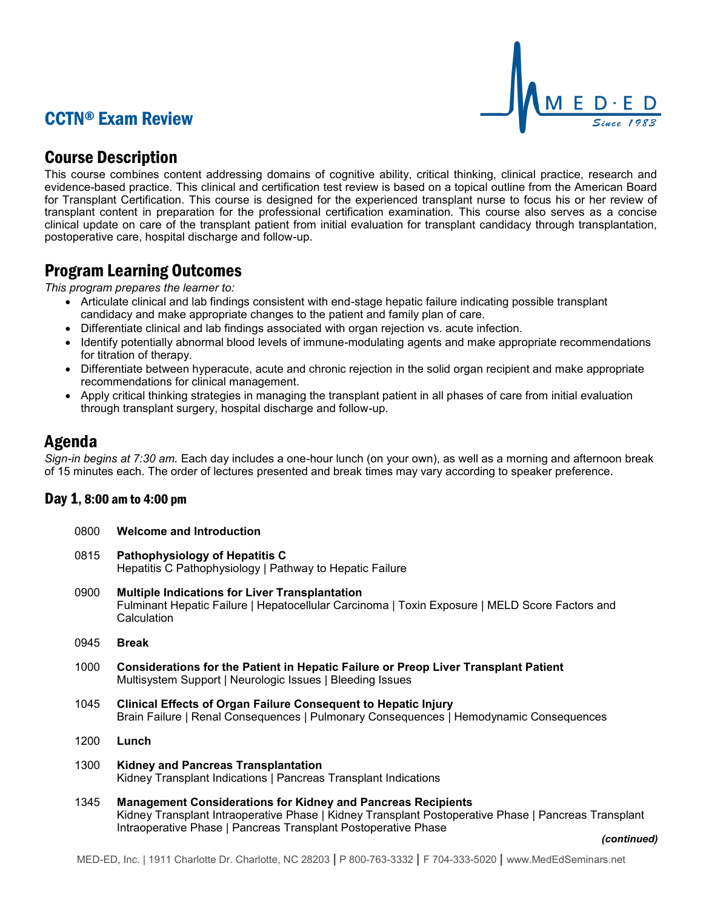# CCTN® Exam Review

## Course Description

This course combines content addressing domains of cognitive ability, critical thinking, clinical practice, research and evidence-based practice. This clinical and certification test review is based on a topical outline from the American Board for Transplant Certification. This course is designed for the experienced transplant nurse to focus his or her review of transplant content in preparation for the professional certification examination. This course also serves as a concise clinical update on care of the transplant patient from initial evaluation for transplant candidacy through transplantation, postoperative care, hospital discharge and follow-up.

## Program Learning Outcomes

*This program prepares the learner to:*

- Articulate clinical and lab findings consistent with end-stage hepatic failure indicating possible transplant candidacy and make appropriate changes to the patient and family plan of care.
- Differentiate clinical and lab findings associated with organ rejection vs. acute infection.
- Identify potentially abnormal blood levels of immune-modulating agents and make appropriate recommendations for titration of therapy.
- Differentiate between hyperacute, acute and chronic rejection in the solid organ recipient and make appropriate recommendations for clinical management.
- Apply critical thinking strategies in managing the transplant patient in all phases of care from initial evaluation through transplant surgery, hospital discharge and follow-up.

## Agenda

*Sign-in begins at 7:30 am.* Each day includes a one-hour lunch (on your own), as well as a morning and afternoon break of 15 minutes each. The order of lectures presented and break times may vary according to speaker preference.

### Day 1, 8:00 am to 4:00 pm

0800 **Welcome and Introduction**

0815 **Pathophysiology of Hepatitis C**
Hepatitis C Pathophysiology | Pathway to Hepatic Failure

0900 **Multiple Indications for Liver Transplantation**
Fulminant Hepatic Failure | Hepatocellular Carcinoma | Toxin Exposure | MELD Score Factors and Calculation

0945 **Break**

1000 **Considerations for the Patient in Hepatic Failure or Preop Liver Transplant Patient**
Multisystem Support | Neurologic Issues | Bleeding Issues

1045 **Clinical Effects of Organ Failure Consequent to Hepatic Injury**
Brain Failure | Renal Consequences | Pulmonary Consequences | Hemodynamic Consequences

1200 **Lunch**

1300 **Kidney and Pancreas Transplantation**
Kidney Transplant Indications | Pancreas Transplant Indications

1345 **Management Considerations for Kidney and Pancreas Recipients**
Kidney Transplant Intraoperative Phase | Kidney Transplant Postoperative Phase | Pancreas Transplant Intraoperative Phase | Pancreas Transplant Postoperative Phase

***(continued)***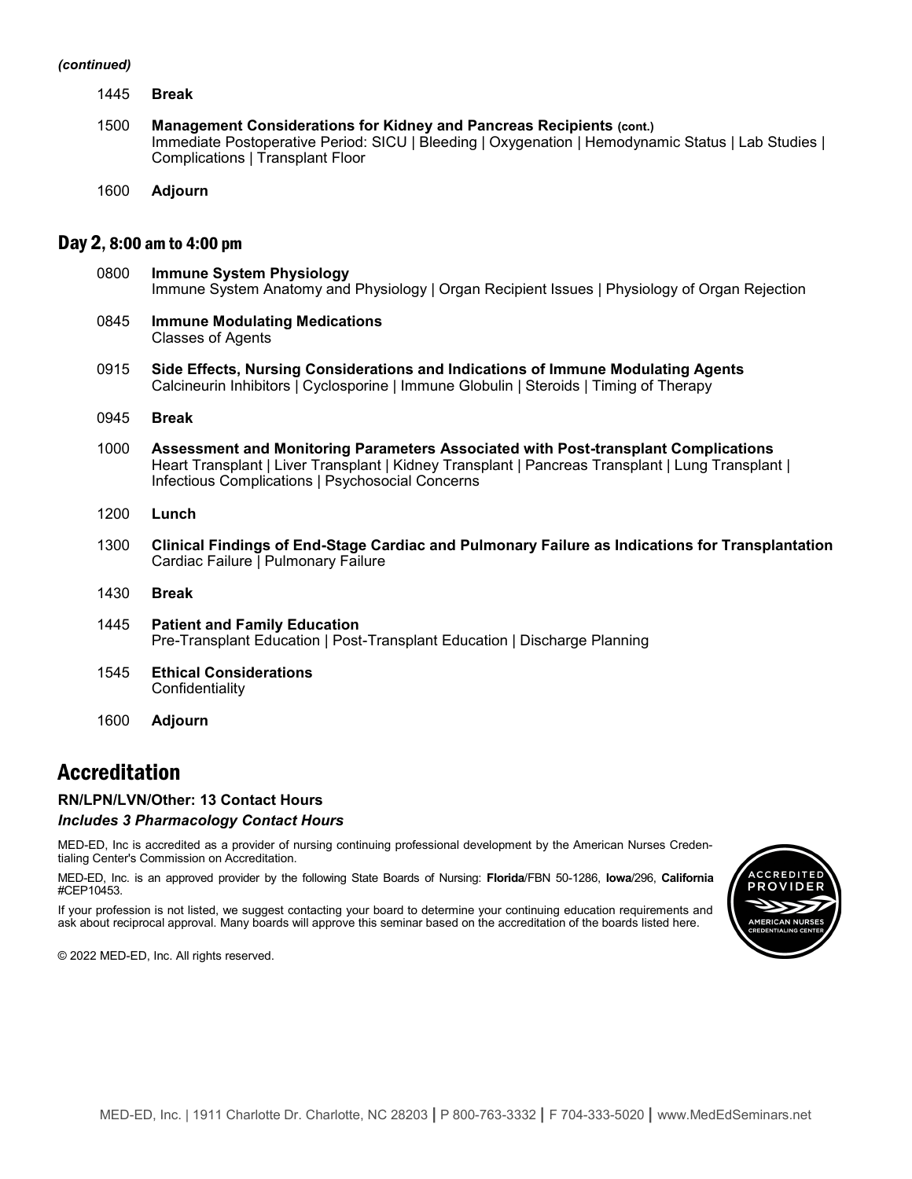*(continued)*

1445 **Break**

1500 **Management Considerations for Kidney and Pancreas Recipients (cont.)**
Immediate Postoperative Period: SICU | Bleeding | Oxygenation | Hemodynamic Status | Lab Studies | Complications | Transplant Floor

1600 **Adjourn**

## Day 2, 8:00 am to 4:00 pm

0800 **Immune System Physiology**
Immune System Anatomy and Physiology | Organ Recipient Issues | Physiology of Organ Rejection

0845 **Immune Modulating Medications**
Classes of Agents

0915 **Side Effects, Nursing Considerations and Indications of Immune Modulating Agents**
Calcineurin Inhibitors | Cyclosporine | Immune Globulin | Steroids | Timing of Therapy

0945 **Break**

1000 **Assessment and Monitoring Parameters Associated with Post-transplant Complications**
Heart Transplant | Liver Transplant | Kidney Transplant | Pancreas Transplant | Lung Transplant | Infectious Complications | Psychosocial Concerns

1200 **Lunch**

1300 **Clinical Findings of End-Stage Cardiac and Pulmonary Failure as Indications for Transplantation**
Cardiac Failure | Pulmonary Failure

1430 **Break**

1445 **Patient and Family Education**
Pre-Transplant Education | Post-Transplant Education | Discharge Planning

1545 **Ethical Considerations**
Confidentiality

1600 **Adjourn**

# Accreditation

**RN/LPN/LVN/Other: 13 Contact Hours**

***Includes 3 Pharmacology Contact Hours***

MED-ED, Inc is accredited as a provider of nursing continuing professional development by the American Nurses Credentialing Center's Commission on Accreditation.

MED-ED, Inc. is an approved provider by the following State Boards of Nursing: **Florida**/FBN 50-1286, **Iowa**/296, **California** #CEP10453.

If your profession is not listed, we suggest contacting your board to determine your continuing education requirements and ask about reciprocal approval. Many boards will approve this seminar based on the accreditation of the boards listed here.

ACCREDITED PROVIDER
AMERICAN NURSES CREDENTIALING CENTER

© 2022 MED-ED, Inc. All rights reserved.

MED-ED, Inc. | 1911 Charlotte Dr. Charlotte, NC 28203 | P 800-763-3332 | F 704-333-5020 | www.MedEdSeminars.net